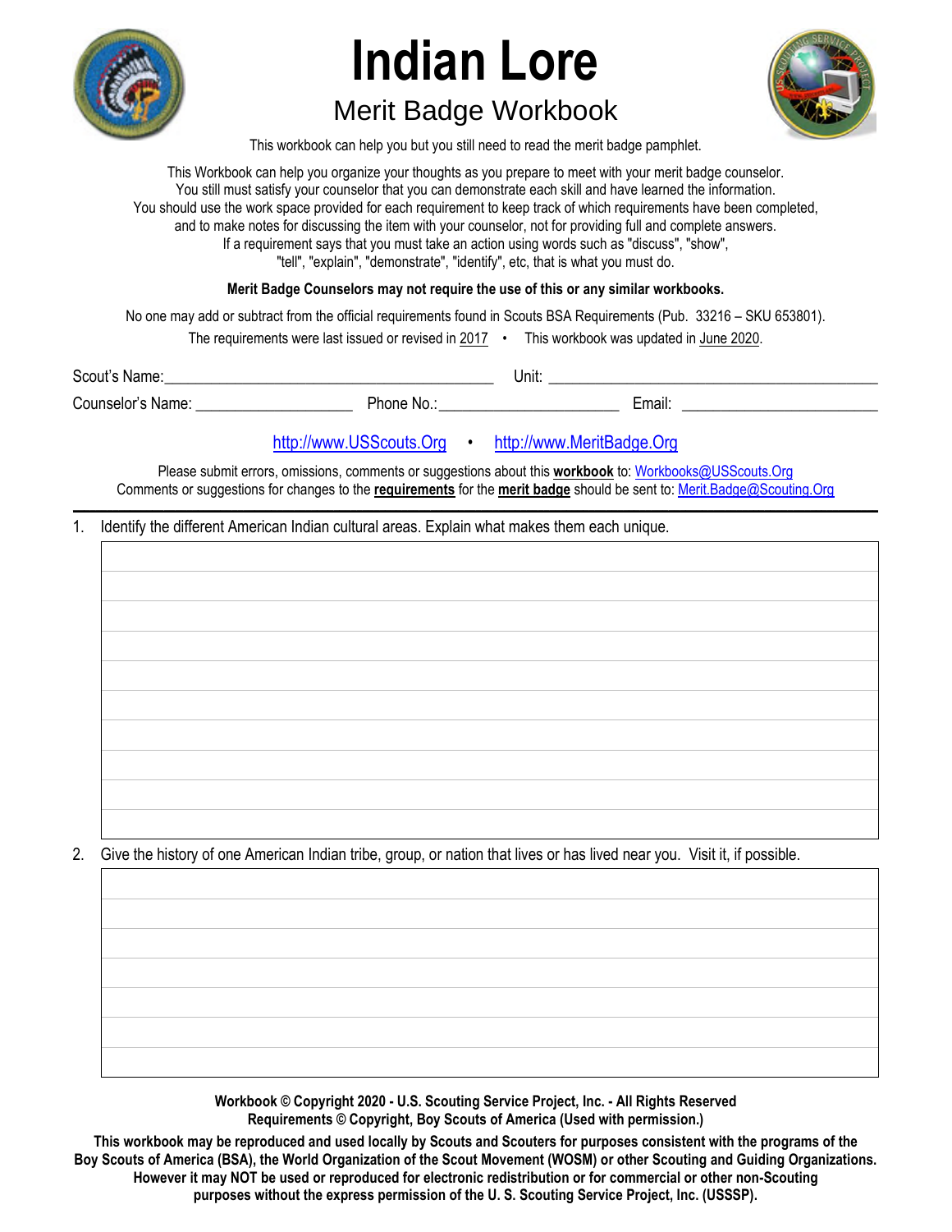# Indian Lore

## Merit Badge Workbook

This workbook can help you but you still need to read the merit badge pamphlet.

This Workbook can help you organize your thoughts as you prepare to meet with your merit badge counselor. You still must satisfy your counselor that you can demonstrate each skill and have learned the information. You should use the work space provided for each requirement to keep track of which requirements have been completed, and to make notes for discussing the item with your counselor, not for providing full and complete answers. If a requirement says that you must take an action using words such as "discuss", "show", "tell", "explain", "demonstrate", "identify", etc, that is what you must do.

**Merit Badge Counselors may not require the use of this or any similar workbooks.**

No one may add or subtract from the official requirements found in Scouts BSA Requirements (Pub. 33216 – SKU 653801).

The requirements were last issued or revised in 2017 • This workbook was updated in June 2020.

Scout's Name:________________________________________ Unit: ___________________________________________

Counselor's Name: ___________________ Phone No.:______________________ Email: ________________________

http://www.USScouts.Org • http://www.MeritBadge.Org

Please submit errors, omissions, comments or suggestions about this **workbook** to: Workbooks@USScouts.Org
Comments or suggestions for changes to the **requirements** for the **merit badge** should be sent to: Merit.Badge@Scouting.Org

---

1. Identify the different American Indian cultural areas. Explain what makes them each unique.

2. Give the history of one American Indian tribe, group, or nation that lives or has lived near you. Visit it, if possible.

**Workbook © Copyright 2020 - U.S. Scouting Service Project, Inc. - All Rights Reserved**
**Requirements © Copyright, Boy Scouts of America (Used with permission.)**

**This workbook may be reproduced and used locally by Scouts and Scouters for purposes consistent with the programs of the Boy Scouts of America (BSA), the World Organization of the Scout Movement (WOSM) or other Scouting and Guiding Organizations. However it may NOT be used or reproduced for electronic redistribution or for commercial or other non-Scouting purposes without the express permission of the U. S. Scouting Service Project, Inc. (USSSP).**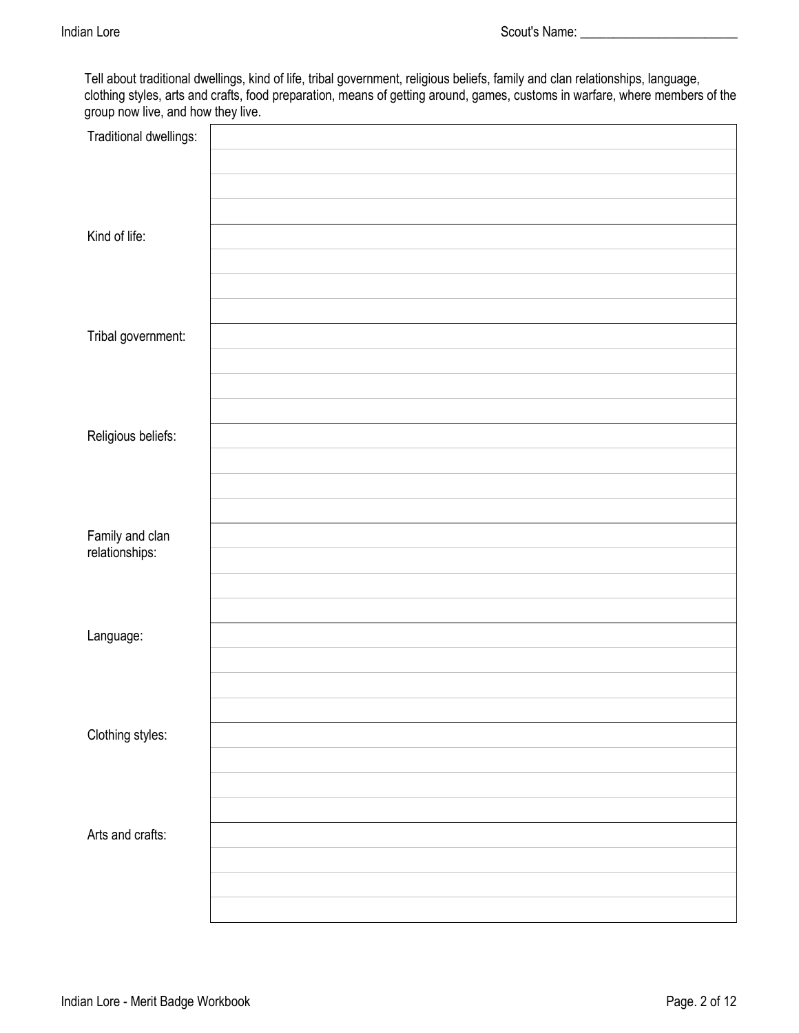Tell about traditional dwellings, kind of life, tribal government, religious beliefs, family and clan relationships, language, clothing styles, arts and crafts, food preparation, means of getting around, games, customs in warfare, where members of the group now live, and how they live.

| | |
|---|---|
| Traditional dwellings: | |
| Kind of life: | |
| Tribal government: | |
| Religious beliefs: | |
| Family and clan relationships: | |
| Language: | |
| Clothing styles: | |
| Arts and crafts: | |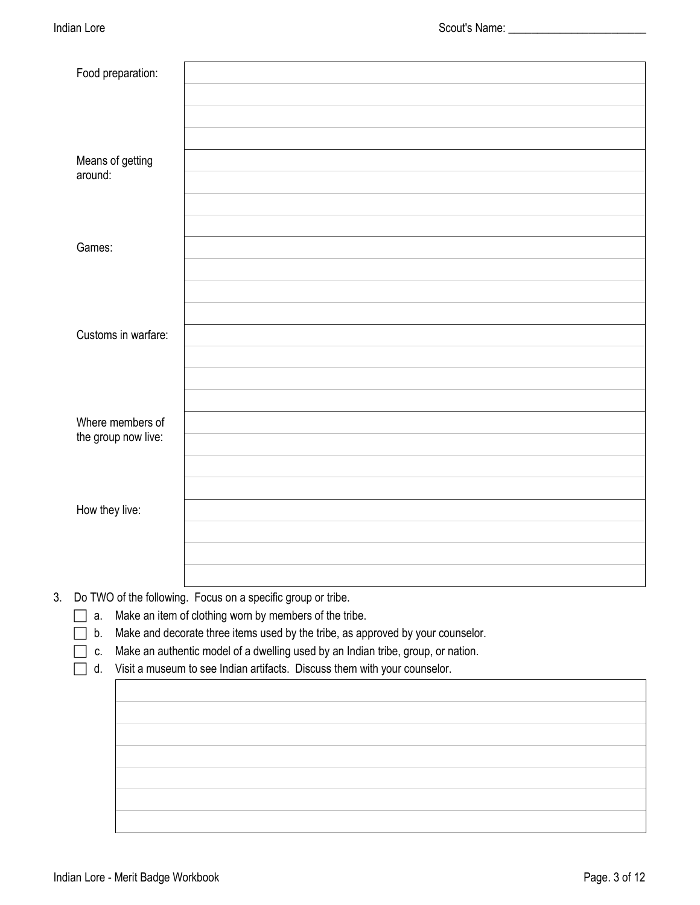| | |
|---|---|
| Food preparation: | |
| Means of getting around: | |
| Games: | |
| Customs in warfare: | |
| Where members of the group now live: | |
| How they live: | |

3. Do TWO of the following. Focus on a specific group or tribe.
   - [ ] a. Make an item of clothing worn by members of the tribe.
   - [ ] b. Make and decorate three items used by the tribe, as approved by your counselor.
   - [ ] c. Make an authentic model of a dwelling used by an Indian tribe, group, or nation.
   - [ ] d. Visit a museum to see Indian artifacts. Discuss them with your counselor.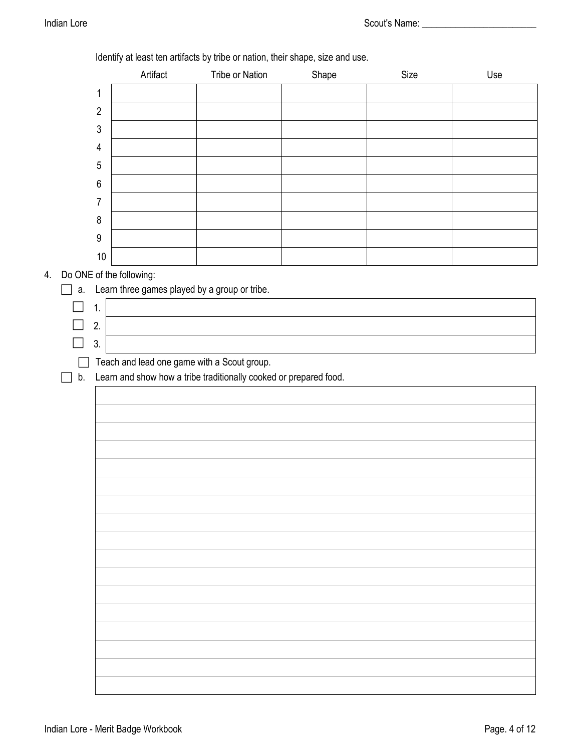Identify at least ten artifacts by tribe or nation, their shape, size and use.

| | Artifact | Tribe or Nation | Shape | Size | Use |
|---|---|---|---|---|---|
| 1 | | | | | |
| 2 | | | | | |
| 3 | | | | | |
| 4 | | | | | |
| 5 | | | | | |
| 6 | | | | | |
| 7 | | | | | |
| 8 | | | | | |
| 9 | | | | | |
| 10 | | | | | |

4. Do ONE of the following:
   - [ ] a. Learn three games played by a group or tribe.
     - [ ] 1.
     - [ ] 2.
     - [ ] 3.
     - [ ] Teach and lead one game with a Scout group.
   - [ ] b. Learn and show how a tribe traditionally cooked or prepared food.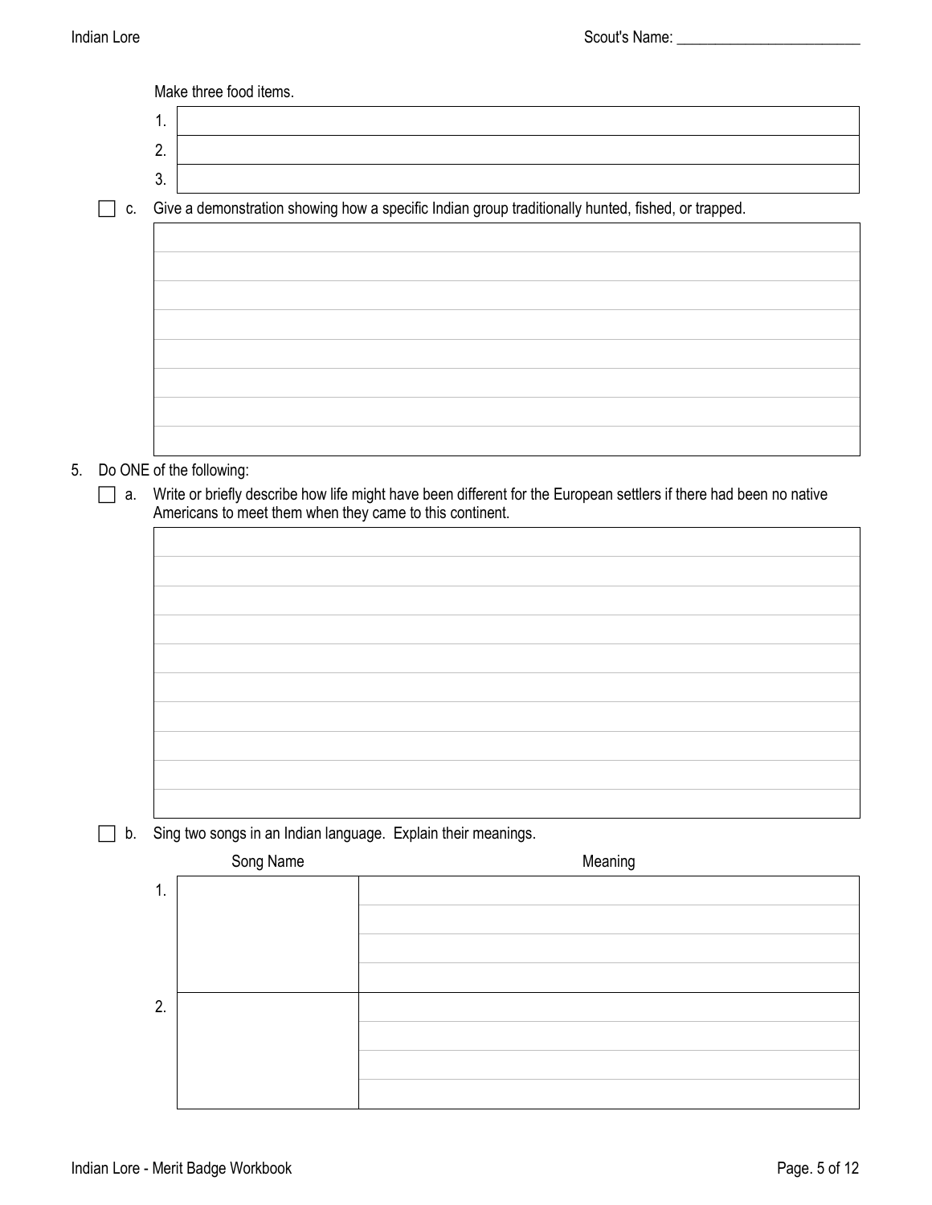Make three food items.

| | |
|---|---|
| 1. | |
| 2. | |
| 3. | |

☐ c. Give a demonstration showing how a specific Indian group traditionally hunted, fished, or trapped.

5. Do ONE of the following:

☐ a. Write or briefly describe how life might have been different for the European settlers if there had been no native Americans to meet them when they came to this continent.

☐ b. Sing two songs in an Indian language. Explain their meanings.

| | Song Name | Meaning |
|---|---|---|
| 1. | | |
| 2. | | |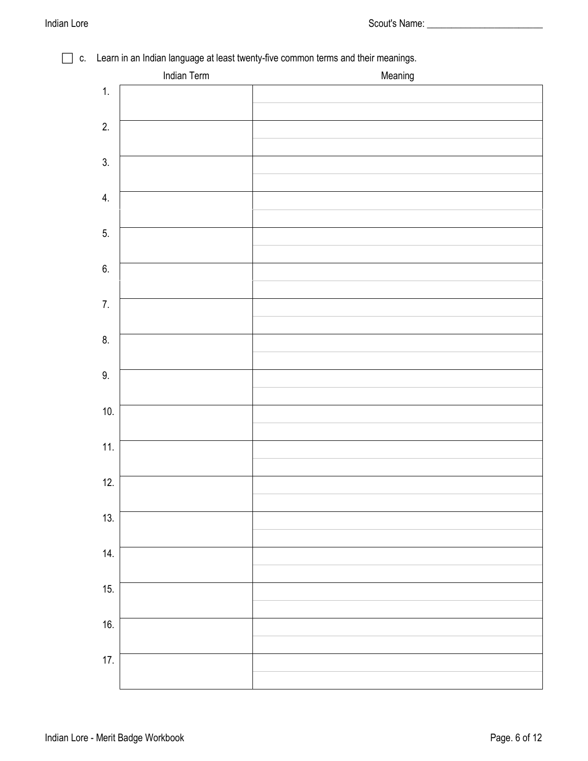- [ ] c. Learn in an Indian language at least twenty-five common terms and their meanings.

| | Indian Term | Meaning |
|---|---|---|
| 1. | | |
| 2. | | |
| 3. | | |
| 4. | | |
| 5. | | |
| 6. | | |
| 7. | | |
| 8. | | |
| 9. | | |
| 10. | | |
| 11. | | |
| 12. | | |
| 13. | | |
| 14. | | |
| 15. | | |
| 16. | | |
| 17. | | |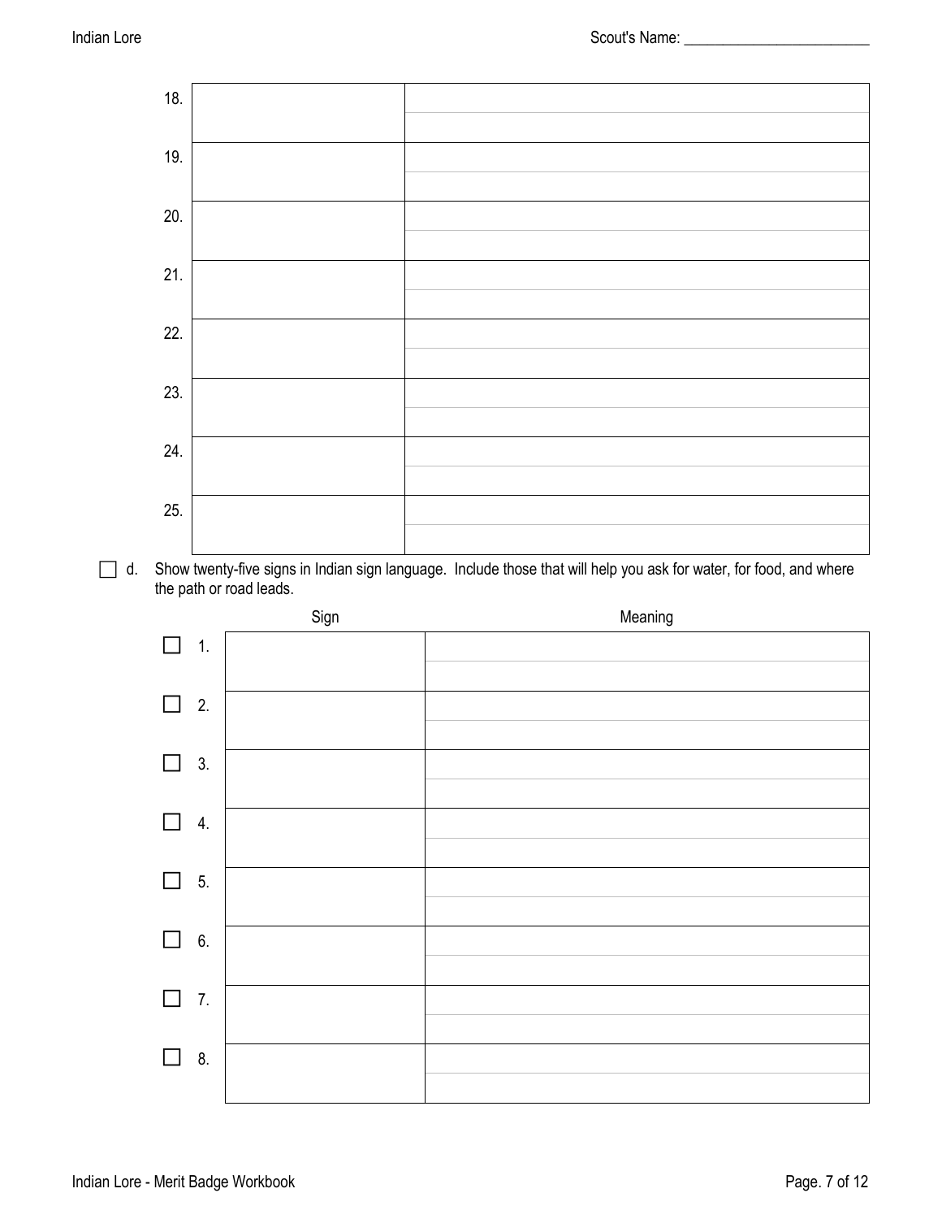| | | |
|---|---|---|
| 18. | | |
| 19. | | |
| 20. | | |
| 21. | | |
| 22. | | |
| 23. | | |
| 24. | | |
| 25. | | |

☐ d. Show twenty-five signs in Indian sign language. Include those that will help you ask for water, for food, and where the path or road leads.

| | Sign | Meaning |
|---|---|---|
| ☐ 1. | | |
| ☐ 2. | | |
| ☐ 3. | | |
| ☐ 4. | | |
| ☐ 5. | | |
| ☐ 6. | | |
| ☐ 7. | | |
| ☐ 8. | | |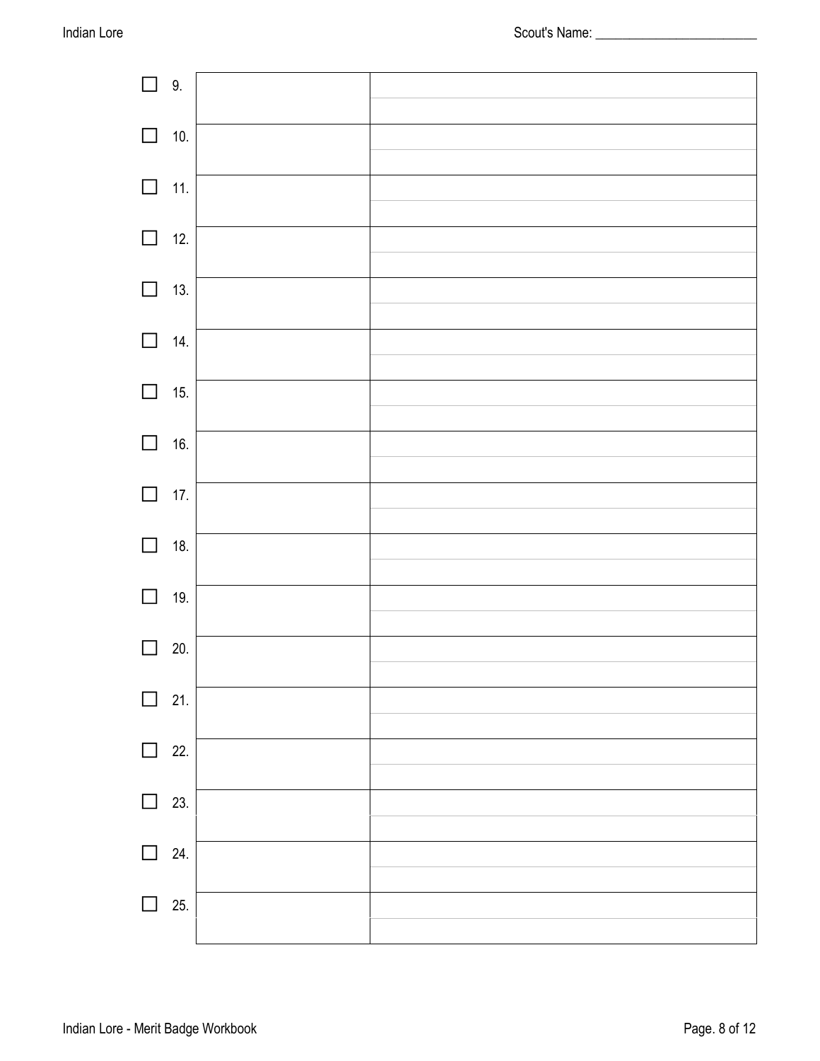| | | |
|---|---|---|
| ☐ 9. | | |
| ☐ 10. | | |
| ☐ 11. | | |
| ☐ 12. | | |
| ☐ 13. | | |
| ☐ 14. | | |
| ☐ 15. | | |
| ☐ 16. | | |
| ☐ 17. | | |
| ☐ 18. | | |
| ☐ 19. | | |
| ☐ 20. | | |
| ☐ 21. | | |
| ☐ 22. | | |
| ☐ 23. | | |
| ☐ 24. | | |
| ☐ 25. | | |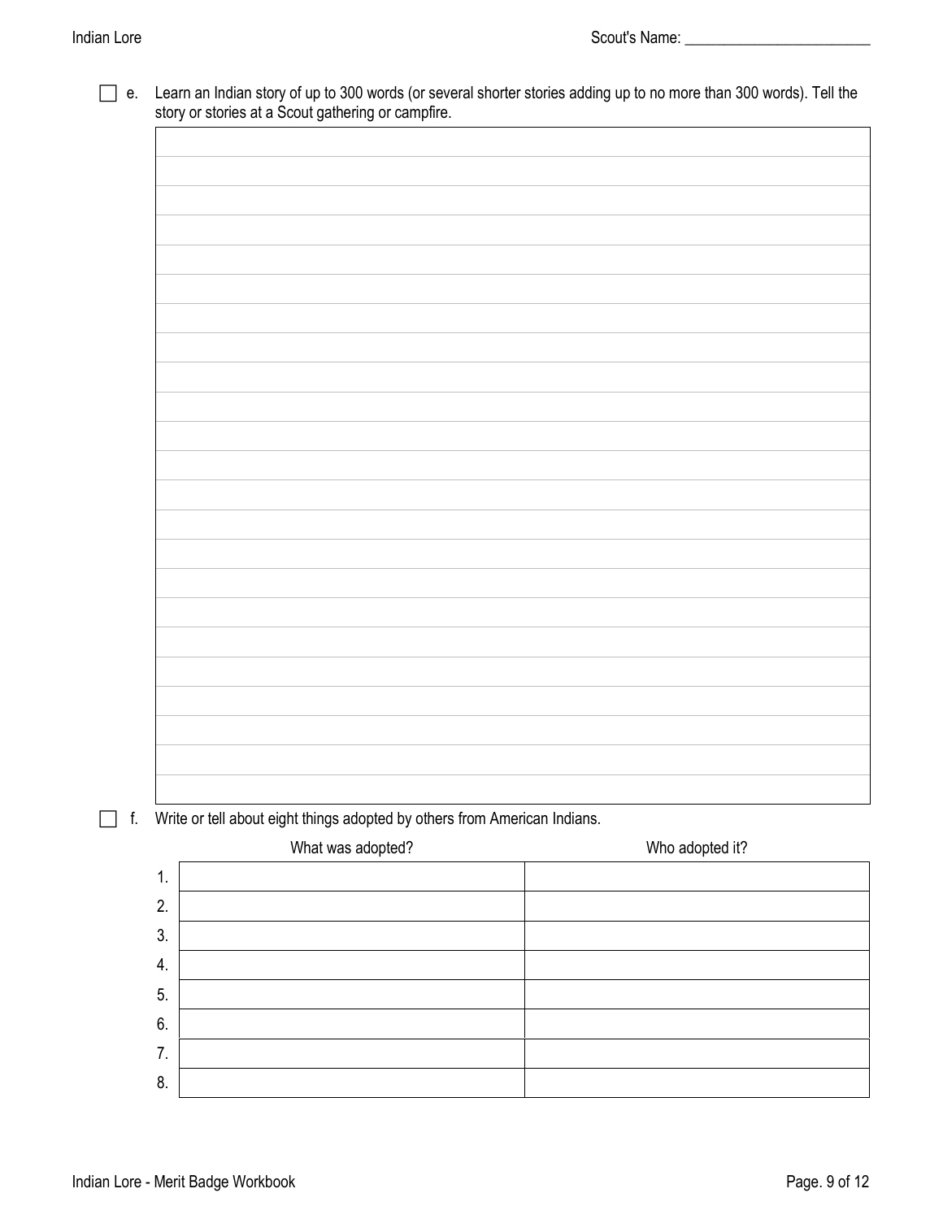☐ e. Learn an Indian story of up to 300 words (or several shorter stories adding up to no more than 300 words). Tell the story or stories at a Scout gathering or campfire.

☐ f. Write or tell about eight things adopted by others from American Indians.

| | What was adopted? | Who adopted it? |
|---|---|---|
| 1. | | |
| 2. | | |
| 3. | | |
| 4. | | |
| 5. | | |
| 6. | | |
| 7. | | |
| 8. | | |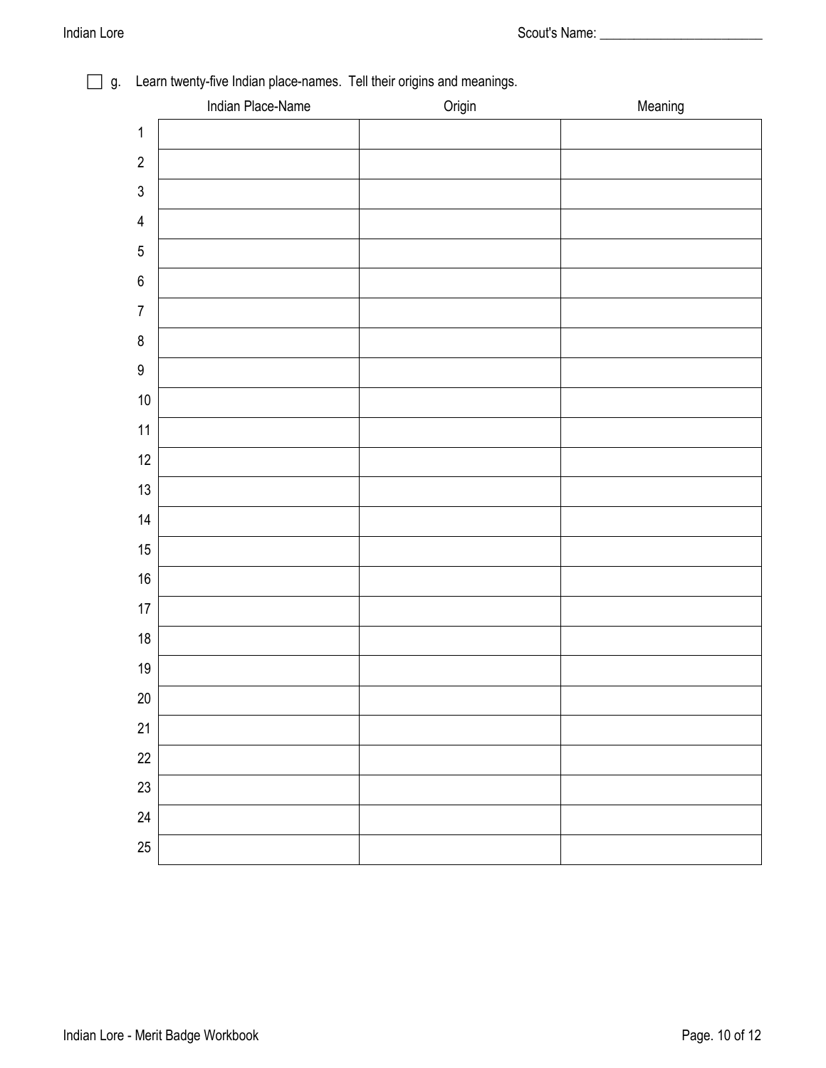☐ g. Learn twenty-five Indian place-names. Tell their origins and meanings.

| | Indian Place-Name | Origin | Meaning |
|---|---|---|---|
| 1 | | | |
| 2 | | | |
| 3 | | | |
| 4 | | | |
| 5 | | | |
| 6 | | | |
| 7 | | | |
| 8 | | | |
| 9 | | | |
| 10 | | | |
| 11 | | | |
| 12 | | | |
| 13 | | | |
| 14 | | | |
| 15 | | | |
| 16 | | | |
| 17 | | | |
| 18 | | | |
| 19 | | | |
| 20 | | | |
| 21 | | | |
| 22 | | | |
| 23 | | | |
| 24 | | | |
| 25 | | | |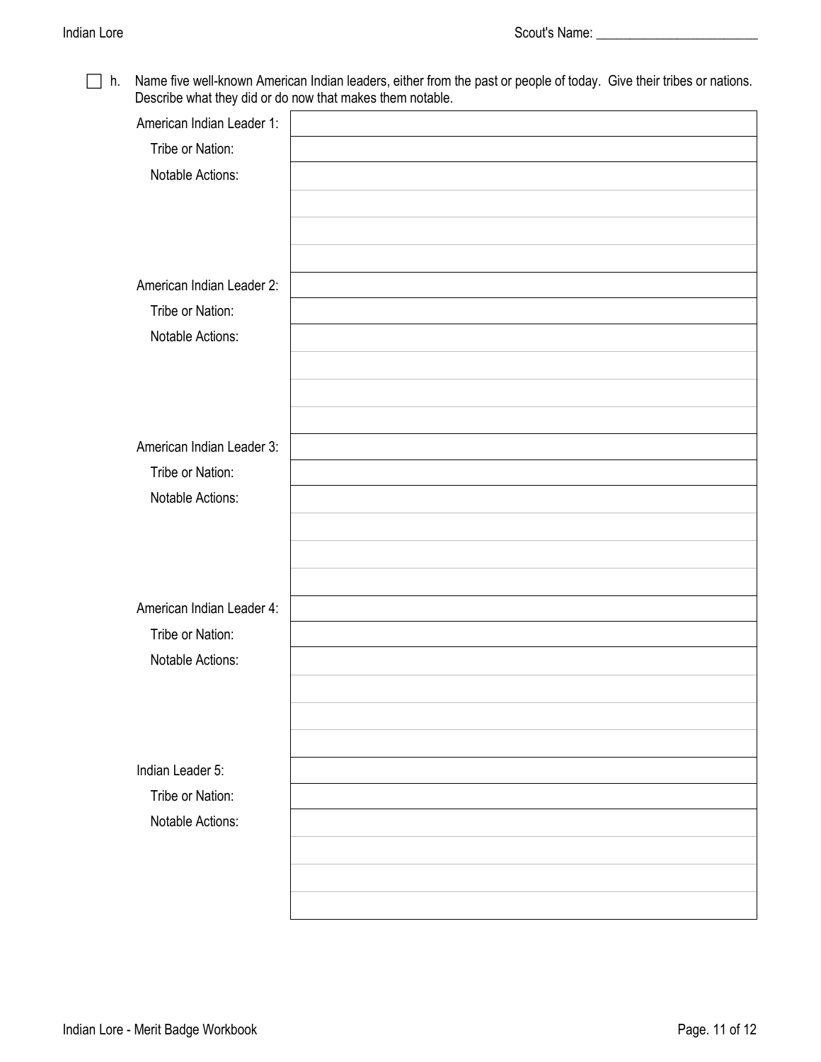☐ h. Name five well-known American Indian leaders, either from the past or people of today. Give their tribes or nations. Describe what they did or do now that makes them notable.

| | |
|---|---|
| American Indian Leader 1: | |
| Tribe or Nation: | |
| Notable Actions: | |
| | |
| | |
| | |
| American Indian Leader 2: | |
| Tribe or Nation: | |
| Notable Actions: | |
| | |
| | |
| | |
| American Indian Leader 3: | |
| Tribe or Nation: | |
| Notable Actions: | |
| | |
| | |
| | |
| American Indian Leader 4: | |
| Tribe or Nation: | |
| Notable Actions: | |
| | |
| | |
| | |
| Indian Leader 5: | |
| Tribe or Nation: | |
| Notable Actions: | |
| | |
| | |
| | |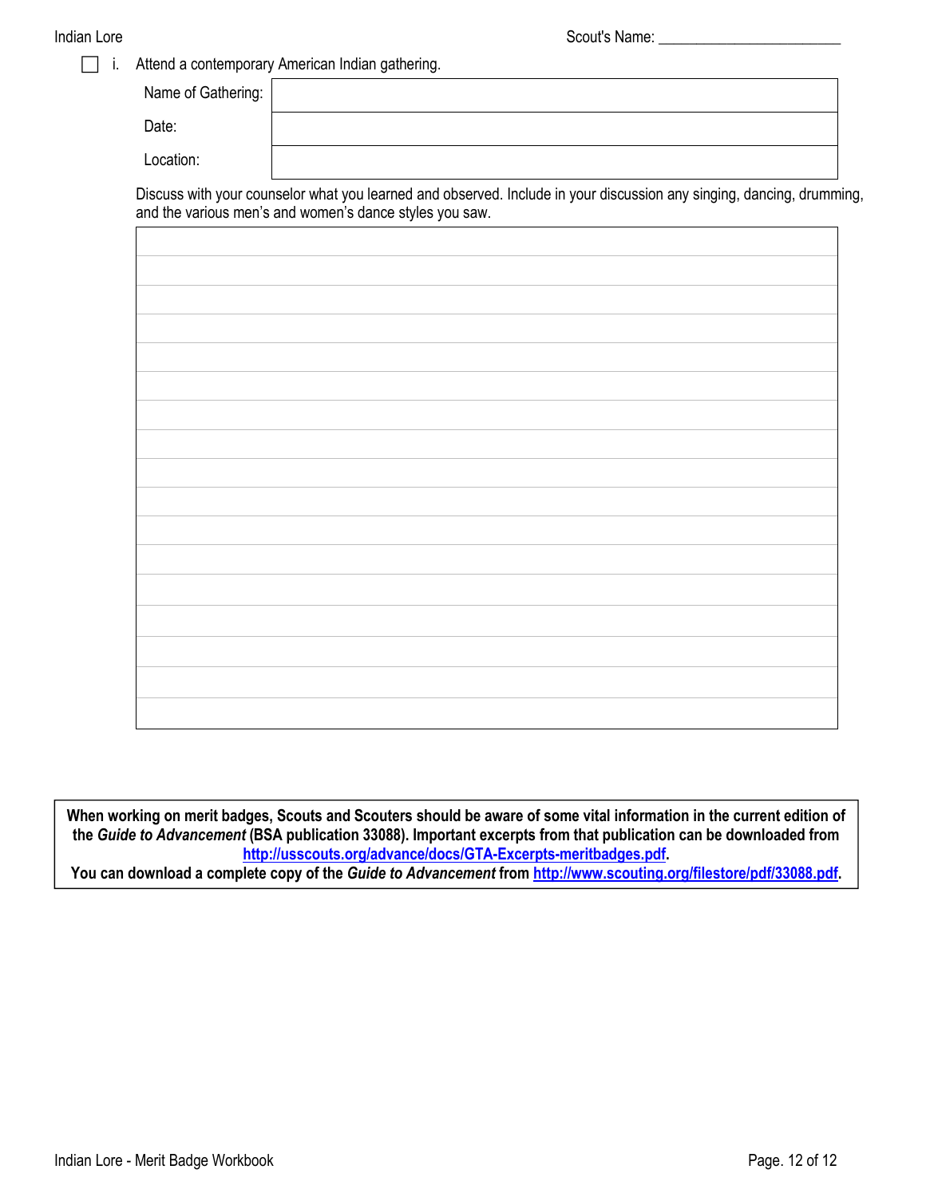- [ ] i. Attend a contemporary American Indian gathering.

| | |
|---|---|
| Name of Gathering: | |
| Date: | |
| Location: | |

Discuss with your counselor what you learned and observed. Include in your discussion any singing, dancing, drumming, and the various men's and women's dance styles you saw.

| |
|---|
| |
| |
| |
| |
| |
| |
| |
| |
| |
| |
| |
| |
| |
| |
| |
| |

**When working on merit badges, Scouts and Scouters should be aware of some vital information in the current edition of the *Guide to Advancement* (BSA publication 33088). Important excerpts from that publication can be downloaded from [http://usscouts.org/advance/docs/GTA-Excerpts-meritbadges.pdf](http://usscouts.org/advance/docs/GTA-Excerpts-meritbadges.pdf).**
**You can download a complete copy of the *Guide to Advancement* from [http://www.scouting.org/filestore/pdf/33088.pdf](http://www.scouting.org/filestore/pdf/33088.pdf).**